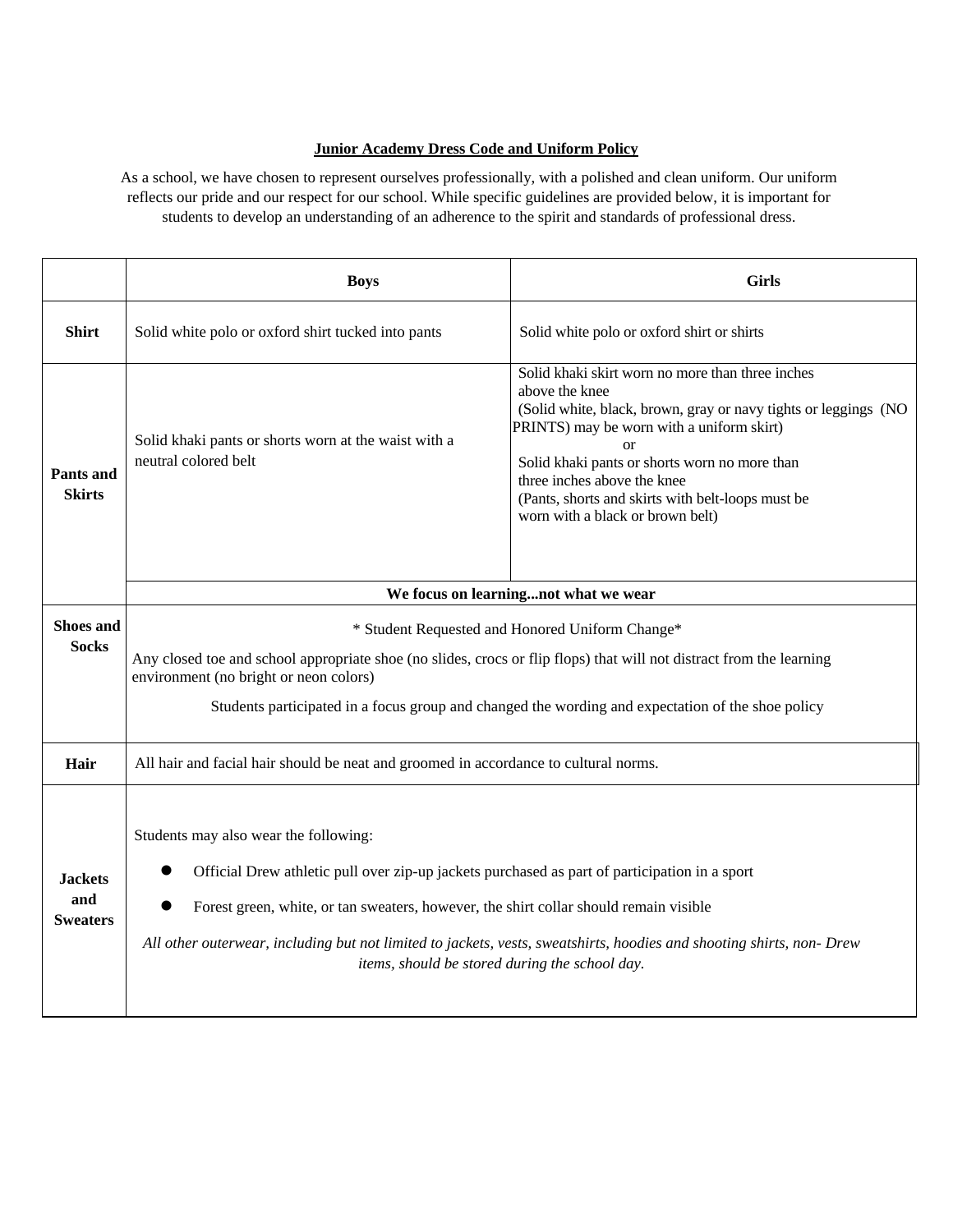**Junior Academy Dress Code and Uniform Policy**

As a school, we have chosen to represent ourselves professionally, with a polished and clean uniform. Our uniform reflects our pride and our respect for our school. While specific guidelines are provided below, it is important for students to develop an understanding of an adherence to the spirit and standards of professional dress.

| | Boys | Girls |
|---|---|---|
| **Shirt** | Solid white polo or oxford shirt tucked into pants | Solid white polo or oxford shirt or shirts |
| **Pants and Skirts** | Solid khaki pants or shorts worn at the waist with a neutral colored belt | Solid khaki skirt worn no more than three inches above the knee (Solid white, black, brown, gray or navy tights or leggings (NO PRINTS) may be worn with a uniform skirt) or Solid khaki pants or shorts worn no more than three inches above the knee (Pants, shorts and skirts with belt-loops must be worn with a black or brown belt) |
| | **We focus on learning...not what we wear** | |
| **Shoes and Socks** | \* Student Requested and Honored Uniform Change\* Any closed toe and school appropriate shoe (no slides, crocs or flip flops) that will not distract from the learning environment (no bright or neon colors) Students participated in a focus group and changed the wording and expectation of the shoe policy | |
| **Hair** | All hair and facial hair should be neat and groomed in accordance to cultural norms. | |
| **Jackets and Sweaters** | Students may also wear the following: • Official Drew athletic pull over zip-up jackets purchased as part of participation in a sport • Forest green, white, or tan sweaters, however, the shirt collar should remain visible *All other outerwear, including but not limited to jackets, vests, sweatshirts, hoodies and shooting shirts, non- Drew items, should be stored during the school day.* | |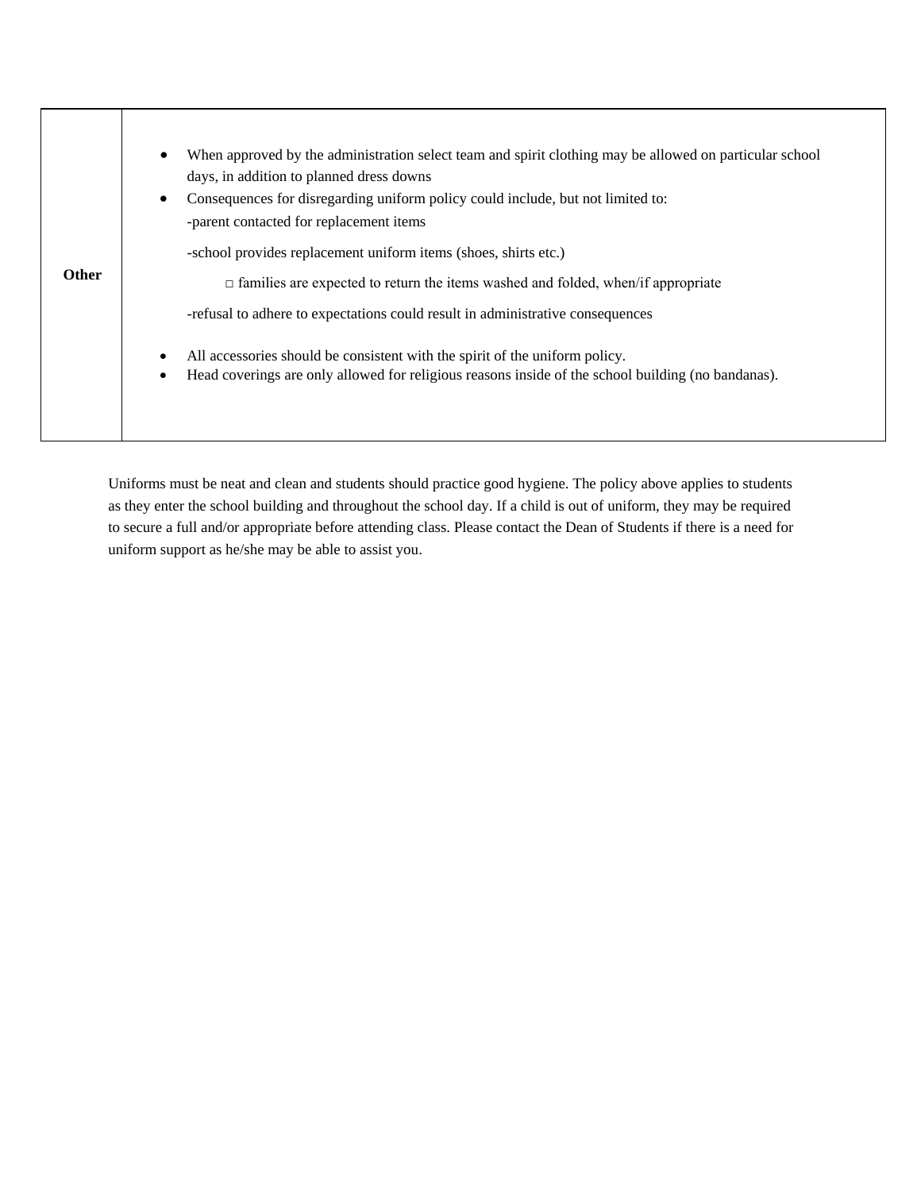| | |
|---|---|
| **Other** | • When approved by the administration select team and spirit clothing may be allowed on particular school days, in addition to planned dress downs<br>• Consequences for disregarding uniform policy could include, but not limited to:<br>-parent contacted for replacement items<br>-school provides replacement uniform items (shoes, shirts etc.)<br>□ families are expected to return the items washed and folded, when/if appropriate<br>-refusal to adhere to expectations could result in administrative consequences<br>• All accessories should be consistent with the spirit of the uniform policy.<br>• Head coverings are only allowed for religious reasons inside of the school building (no bandanas). |

Uniforms must be neat and clean and students should practice good hygiene. The policy above applies to students as they enter the school building and throughout the school day. If a child is out of uniform, they may be required to secure a full and/or appropriate before attending class. Please contact the Dean of Students if there is a need for uniform support as he/she may be able to assist you.